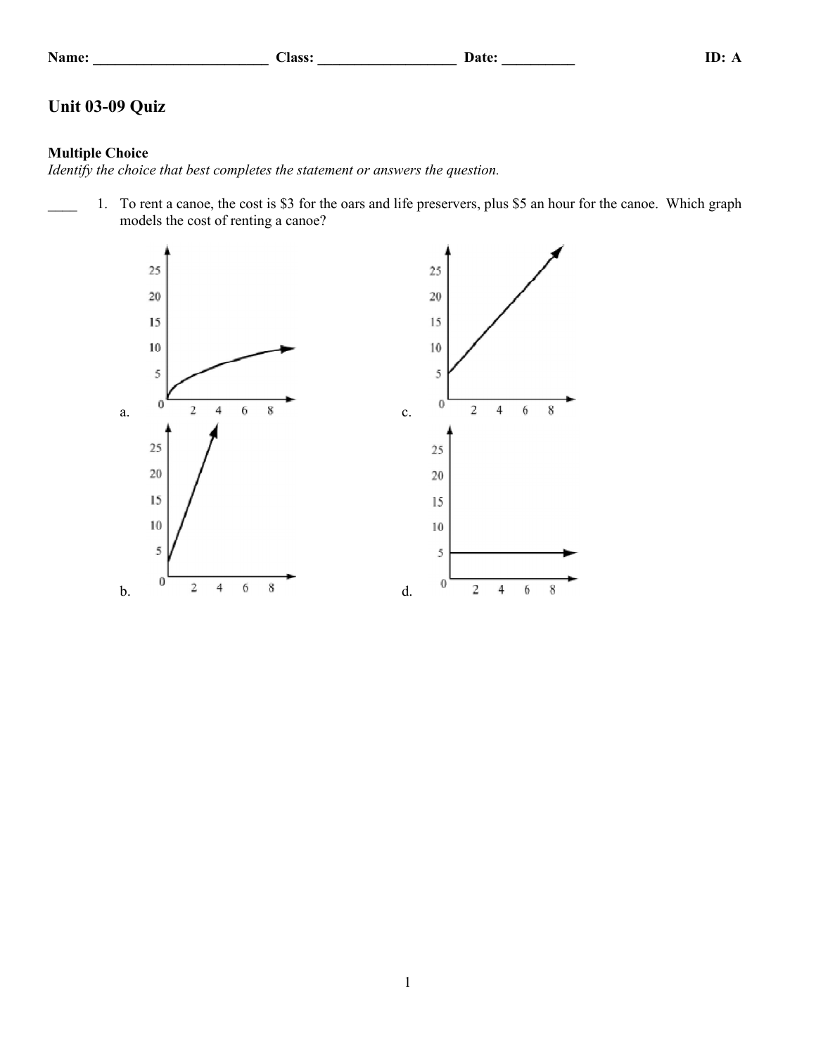Name: ________________________ Class: ___________________ Date: __________ ID: A

# Unit 03-09 Quiz

### Multiple Choice

*Identify the choice that best completes the statement or answers the question.*

____ 1. To rent a canoe, the cost is $3 for the oars and life preservers, plus $5 an hour for the canoe. Which graph models the cost of renting a canoe?

a.

c.

b.

d.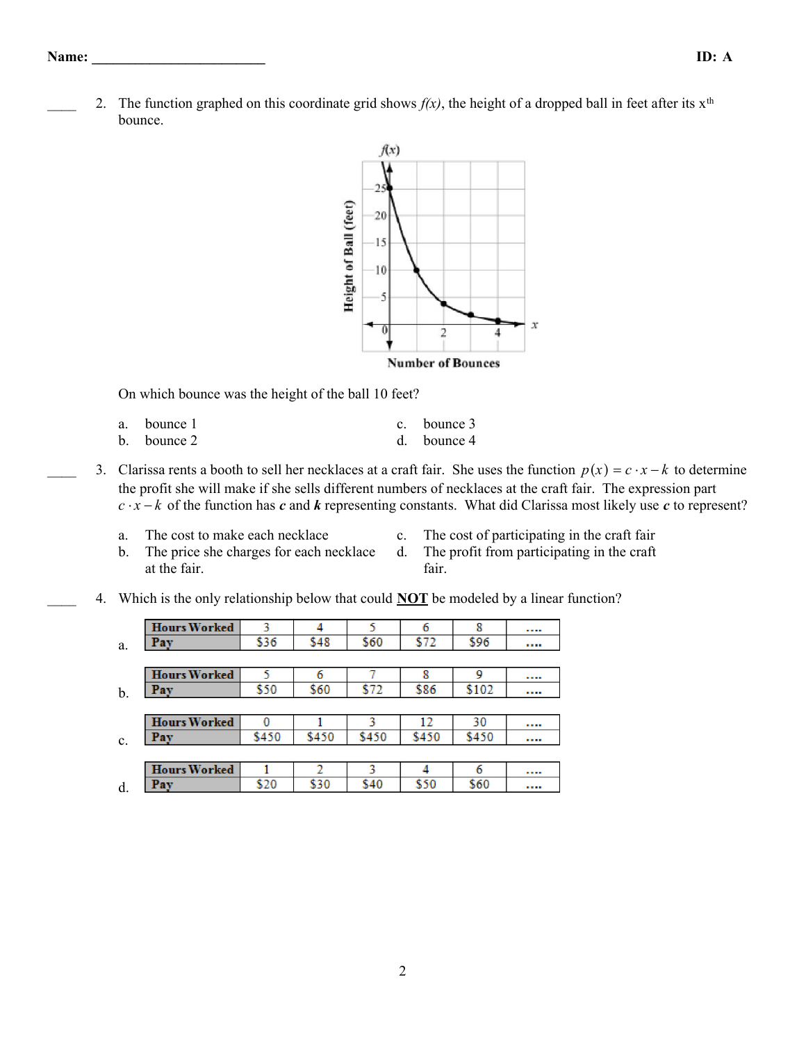Name: ________________________ ID: A

____ 2. The function graphed on this coordinate grid shows $f(x)$, the height of a dropped ball in feet after its $x^{th}$ bounce.

$f(x)$

Height of Ball (feet)

25
20
15
10
5
0
2
4
$x$

Number of Bounces

On which bounce was the height of the ball 10 feet?

a. bounce 1
b. bounce 2
c. bounce 3
d. bounce 4

____ 3. Clarissa rents a booth to sell her necklaces at a craft fair. She uses the function $p(x) = c \cdot x - k$ to determine the profit she will make if she sells different numbers of necklaces at the craft fair. The expression part $c \cdot x - k$ of the function has ***c*** and ***k*** representing constants. What did Clarissa most likely use ***c*** to represent?

a. The cost to make each necklace
b. The price she charges for each necklace at the fair.
c. The cost of participating in the craft fair
d. The profit from participating in the craft fair.

____ 4. Which is the only relationship below that could **NOT** be modeled by a linear function?

a.

| **Hours Worked** | 3 | 4 | 5 | 6 | 8 | .... |
|---|---|---|---|---|---|---|
| **Pay** | \$36 | \$48 | \$60 | \$72 | \$96 | .... |

b.

| **Hours Worked** | 5 | 6 | 7 | 8 | 9 | .... |
|---|---|---|---|---|---|---|
| **Pay** | \$50 | \$60 | \$72 | \$86 | \$102 | .... |

c.

| **Hours Worked** | 0 | 1 | 3 | 12 | 30 | .... |
|---|---|---|---|---|---|---|
| **Pay** | \$450 | \$450 | \$450 | \$450 | \$450 | .... |

d.

| **Hours Worked** | 1 | 2 | 3 | 4 | 6 | .... |
|---|---|---|---|---|---|---|
| **Pay** | \$20 | \$30 | \$40 | \$50 | \$60 | .... |